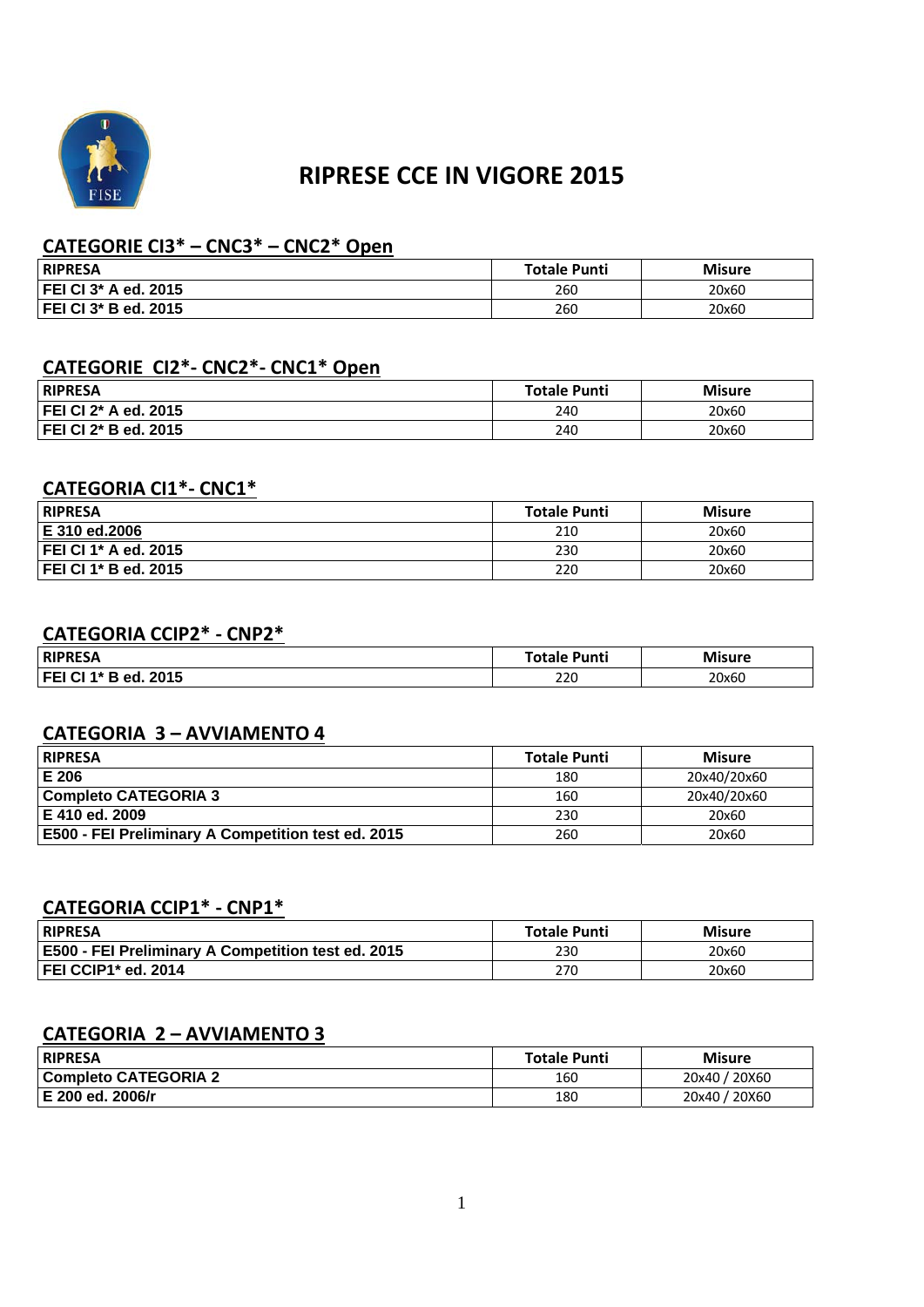# RIPRESE CCE IN VIGORE 2015

## CATEGORIE CI3* – CNC3* – CNC2* Open

| RIPRESA | Totale Punti | Misure |
|---|---|---|
| FEI CI 3* A ed. 2015 | 260 | 20x60 |
| FEI CI 3* B ed. 2015 | 260 | 20x60 |

## CATEGORIE CI2*- CNC2*- CNC1* Open

| RIPRESA | Totale Punti | Misure |
|---|---|---|
| FEI CI 2* A ed. 2015 | 240 | 20x60 |
| FEI CI 2* B ed. 2015 | 240 | 20x60 |

## CATEGORIA CI1*- CNC1*

| RIPRESA | Totale Punti | Misure |
|---|---|---|
| E 310 ed.2006 | 210 | 20x60 |
| FEI CI 1* A ed. 2015 | 230 | 20x60 |
| FEI CI 1* B ed. 2015 | 220 | 20x60 |

## CATEGORIA CCIP2* - CNP2*

| RIPRESA | Totale Punti | Misure |
|---|---|---|
| FEI CI 1* B ed. 2015 | 220 | 20x60 |

## CATEGORIA 3 – AVVIAMENTO 4

| RIPRESA | Totale Punti | Misure |
|---|---|---|
| E 206 | 180 | 20x40/20x60 |
| Completo CATEGORIA 3 | 160 | 20x40/20x60 |
| E 410 ed. 2009 | 230 | 20x60 |
| E500 - FEI Preliminary A Competition test ed. 2015 | 260 | 20x60 |

## CATEGORIA CCIP1* - CNP1*

| RIPRESA | Totale Punti | Misure |
|---|---|---|
| E500 - FEI Preliminary A Competition test ed. 2015 | 230 | 20x60 |
| FEI CCIP1* ed. 2014 | 270 | 20x60 |

## CATEGORIA 2 – AVVIAMENTO 3

| RIPRESA | Totale Punti | Misure |
|---|---|---|
| Completo CATEGORIA 2 | 160 | 20x40 / 20X60 |
| E 200 ed. 2006/r | 180 | 20x40 / 20X60 |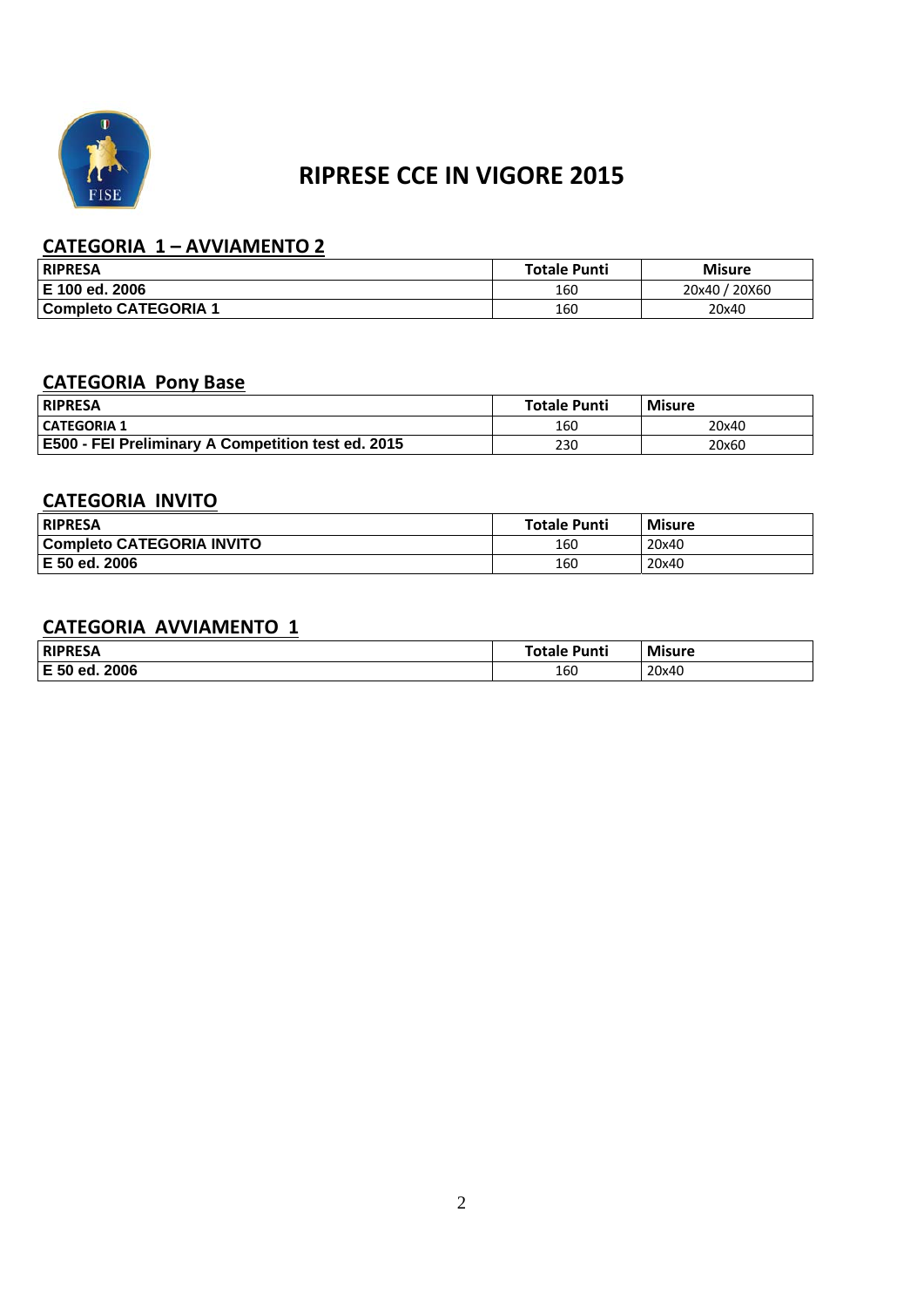# RIPRESE CCE IN VIGORE 2015

## CATEGORIA 1 – AVVIAMENTO 2

| RIPRESA | Totale Punti | Misure |
|---|---|---|
| E 100 ed. 2006 | 160 | 20x40 / 20X60 |
| Completo CATEGORIA 1 | 160 | 20x40 |

## CATEGORIA Pony Base

| RIPRESA | Totale Punti | Misure |
|---|---|---|
| CATEGORIA 1 | 160 | 20x40 |
| E500 - FEI Preliminary A Competition test ed. 2015 | 230 | 20x60 |

## CATEGORIA INVITO

| RIPRESA | Totale Punti | Misure |
|---|---|---|
| Completo CATEGORIA INVITO | 160 | 20x40 |
| E 50 ed. 2006 | 160 | 20x40 |

## CATEGORIA AVVIAMENTO 1

| RIPRESA | Totale Punti | Misure |
|---|---|---|
| E 50 ed. 2006 | 160 | 20x40 |